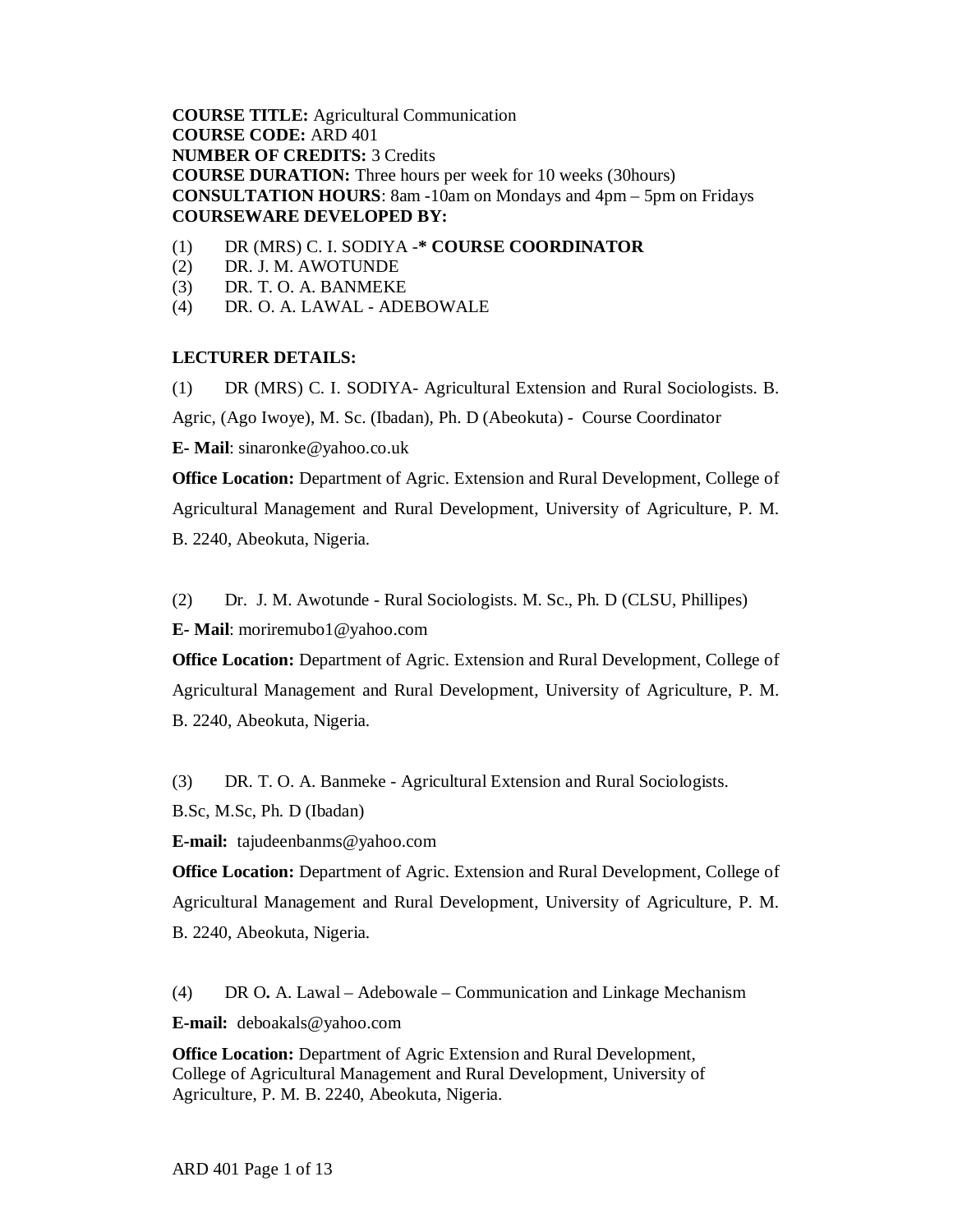**COURSE TITLE:** Agricultural Communication
**COURSE CODE:** ARD 401
**NUMBER OF CREDITS:** 3 Credits
**COURSE DURATION:** Three hours per week for 10 weeks (30hours)
**CONSULTATION HOURS**: 8am -10am on Mondays and 4pm – 5pm on Fridays
**COURSEWARE DEVELOPED BY:**

(1) DR (MRS) C. I. SODIYA -* **COURSE COORDINATOR**
(2) DR. J. M. AWOTUNDE
(3) DR. T. O. A. BANMEKE
(4) DR. O. A. LAWAL - ADEBOWALE

**LECTURER DETAILS:**

(1) DR (MRS) C. I. SODIYA- Agricultural Extension and Rural Sociologists. B. Agric, (Ago Iwoye), M. Sc. (Ibadan), Ph. D (Abeokuta) - Course Coordinator

**E- Mail**: sinaronke@yahoo.co.uk

**Office Location:** Department of Agric. Extension and Rural Development, College of Agricultural Management and Rural Development, University of Agriculture, P. M. B. 2240, Abeokuta, Nigeria.

(2) Dr. J. M. Awotunde - Rural Sociologists. M. Sc., Ph. D (CLSU, Phillipes)

**E- Mail**: moriremubo1@yahoo.com

**Office Location:** Department of Agric. Extension and Rural Development, College of Agricultural Management and Rural Development, University of Agriculture, P. M. B. 2240, Abeokuta, Nigeria.

(3) DR. T. O. A. Banmeke - Agricultural Extension and Rural Sociologists. B.Sc, M.Sc, Ph. D (Ibadan)

**E-mail:** tajudeenbanms@yahoo.com

**Office Location:** Department of Agric. Extension and Rural Development, College of Agricultural Management and Rural Development, University of Agriculture, P. M. B. 2240, Abeokuta, Nigeria.

(4) DR O**.** A. Lawal – Adebowale – Communication and Linkage Mechanism

**E-mail:** deboakals@yahoo.com

**Office Location:** Department of Agric Extension and Rural Development, College of Agricultural Management and Rural Development, University of Agriculture, P. M. B. 2240, Abeokuta, Nigeria.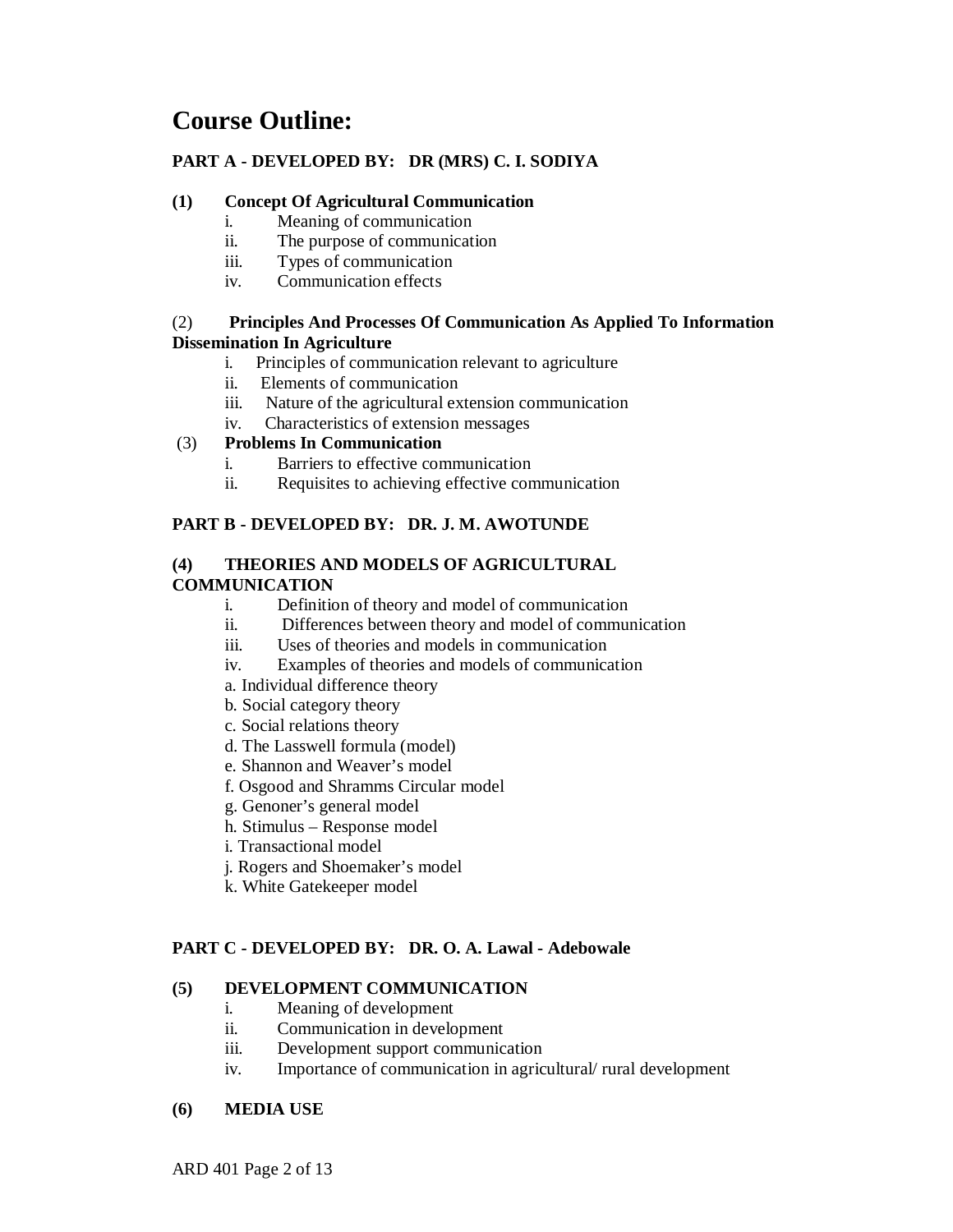# Course Outline:

**PART A - DEVELOPED BY: DR (MRS) C. I. SODIYA**

**(1) Concept Of Agricultural Communication**

- i. Meaning of communication
- ii. The purpose of communication
- iii. Types of communication
- iv. Communication effects

(2) **Principles And Processes Of Communication As Applied To Information Dissemination In Agriculture**

- i. Principles of communication relevant to agriculture
- ii. Elements of communication
- iii. Nature of the agricultural extension communication
- iv. Characteristics of extension messages

(3) **Problems In Communication**

- i. Barriers to effective communication
- ii. Requisites to achieving effective communication

**PART B - DEVELOPED BY: DR. J. M. AWOTUNDE**

**(4) THEORIES AND MODELS OF AGRICULTURAL COMMUNICATION**

- i. Definition of theory and model of communication
- ii. Differences between theory and model of communication
- iii. Uses of theories and models in communication
- iv. Examples of theories and models of communication

a. Individual difference theory
b. Social category theory
c. Social relations theory
d. The Lasswell formula (model)
e. Shannon and Weaver's model
f. Osgood and Shramms Circular model
g. Genoner's general model
h. Stimulus – Response model
i. Transactional model
j. Rogers and Shoemaker's model
k. White Gatekeeper model

**PART C - DEVELOPED BY: DR. O. A. Lawal - Adebowale**

**(5) DEVELOPMENT COMMUNICATION**

- i. Meaning of development
- ii. Communication in development
- iii. Development support communication
- iv. Importance of communication in agricultural/ rural development

**(6) MEDIA USE**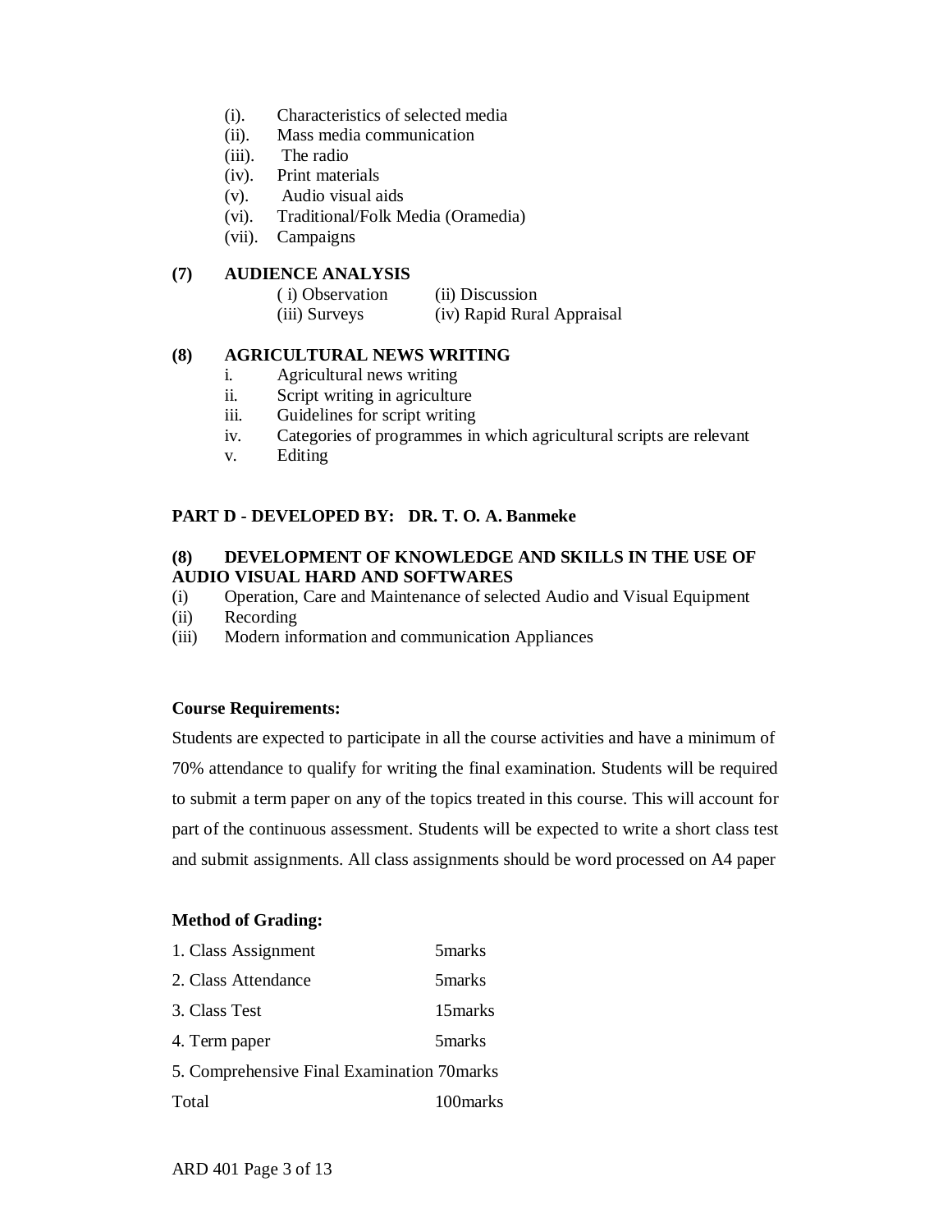(i). Characteristics of selected media
(ii). Mass media communication
(iii). The radio
(iv). Print materials
(v). Audio visual aids
(vi). Traditional/Folk Media (Oramedia)
(vii). Campaigns

**(7) AUDIENCE ANALYSIS**

( i) Observation (ii) Discussion
(iii) Surveys (iv) Rapid Rural Appraisal

**(8) AGRICULTURAL NEWS WRITING**

i. Agricultural news writing
ii. Script writing in agriculture
iii. Guidelines for script writing
iv. Categories of programmes in which agricultural scripts are relevant
v. Editing

**PART D - DEVELOPED BY: DR. T. O. A. Banmeke**

**(8) DEVELOPMENT OF KNOWLEDGE AND SKILLS IN THE USE OF AUDIO VISUAL HARD AND SOFTWARES**

(i) Operation, Care and Maintenance of selected Audio and Visual Equipment
(ii) Recording
(iii) Modern information and communication Appliances

**Course Requirements:**

Students are expected to participate in all the course activities and have a minimum of 70% attendance to qualify for writing the final examination. Students will be required to submit a term paper on any of the topics treated in this course. This will account for part of the continuous assessment. Students will be expected to write a short class test and submit assignments. All class assignments should be word processed on A4 paper

**Method of Grading:**

| | |
|---|---|
| 1. Class Assignment | 5marks |
| 2. Class Attendance | 5marks |
| 3. Class Test | 15marks |
| 4. Term paper | 5marks |
| 5. Comprehensive Final Examination | 70marks |
| Total | 100marks |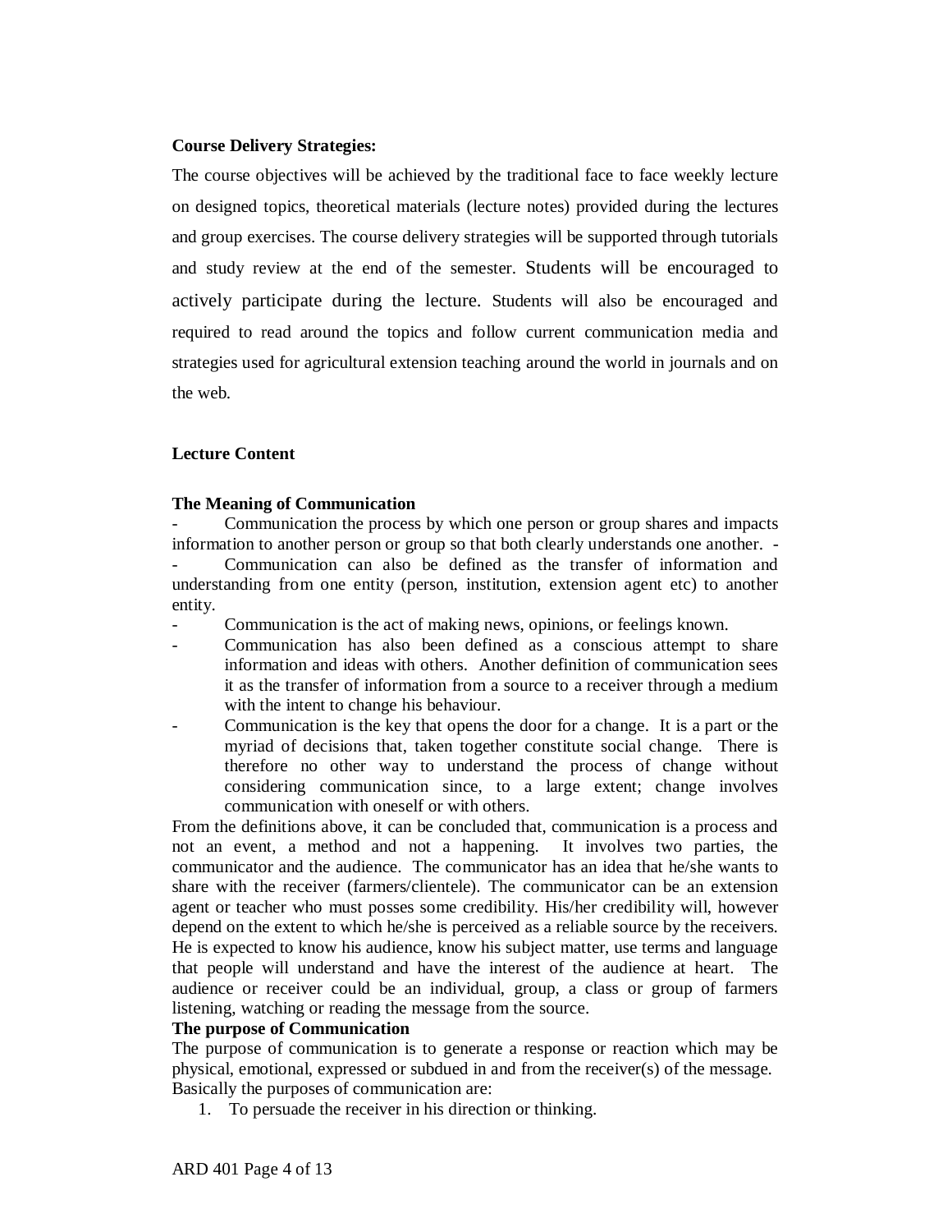**Course Delivery Strategies:**

The course objectives will be achieved by the traditional face to face weekly lecture on designed topics, theoretical materials (lecture notes) provided during the lectures and group exercises. The course delivery strategies will be supported through tutorials and study review at the end of the semester. Students will be encouraged to actively participate during the lecture. Students will also be encouraged and required to read around the topics and follow current communication media and strategies used for agricultural extension teaching around the world in journals and on the web.

**Lecture Content**

**The Meaning of Communication**

- Communication the process by which one person or group shares and impacts information to another person or group so that both clearly understands one another. -
- Communication can also be defined as the transfer of information and understanding from one entity (person, institution, extension agent etc) to another entity.
- Communication is the act of making news, opinions, or feelings known.
- Communication has also been defined as a conscious attempt to share information and ideas with others. Another definition of communication sees it as the transfer of information from a source to a receiver through a medium with the intent to change his behaviour.
- Communication is the key that opens the door for a change. It is a part or the myriad of decisions that, taken together constitute social change. There is therefore no other way to understand the process of change without considering communication since, to a large extent; change involves communication with oneself or with others.

From the definitions above, it can be concluded that, communication is a process and not an event, a method and not a happening. It involves two parties, the communicator and the audience. The communicator has an idea that he/she wants to share with the receiver (farmers/clientele). The communicator can be an extension agent or teacher who must posses some credibility. His/her credibility will, however depend on the extent to which he/she is perceived as a reliable source by the receivers. He is expected to know his audience, know his subject matter, use terms and language that people will understand and have the interest of the audience at heart. The audience or receiver could be an individual, group, a class or group of farmers listening, watching or reading the message from the source.

**The purpose of Communication**

The purpose of communication is to generate a response or reaction which may be physical, emotional, expressed or subdued in and from the receiver(s) of the message. Basically the purposes of communication are:

1. To persuade the receiver in his direction or thinking.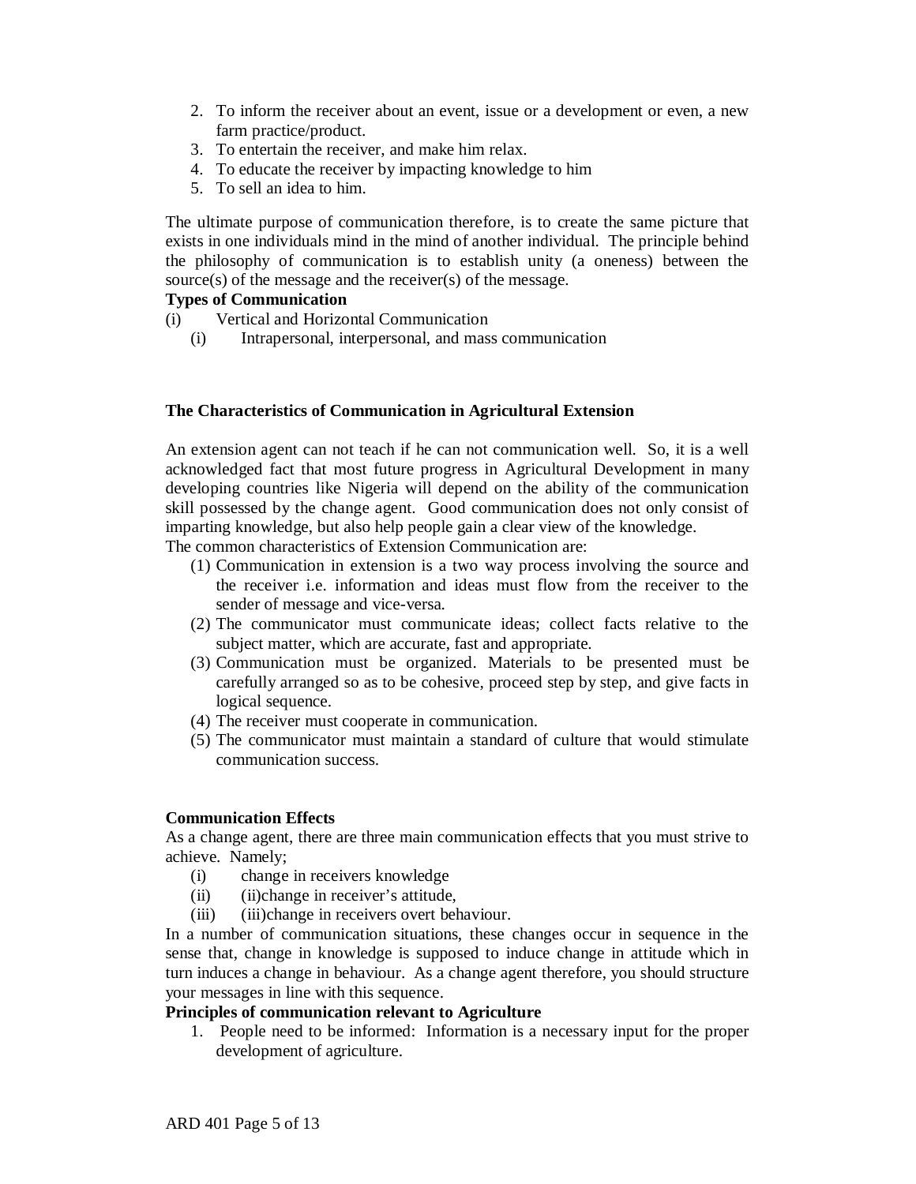2. To inform the receiver about an event, issue or a development or even, a new farm practice/product.
3. To entertain the receiver, and make him relax.
4. To educate the receiver by impacting knowledge to him
5. To sell an idea to him.

The ultimate purpose of communication therefore, is to create the same picture that exists in one individuals mind in the mind of another individual. The principle behind the philosophy of communication is to establish unity (a oneness) between the source(s) of the message and the receiver(s) of the message.

**Types of Communication**

(i) Vertical and Horizontal Communication

(i) Intrapersonal, interpersonal, and mass communication

**The Characteristics of Communication in Agricultural Extension**

An extension agent can not teach if he can not communication well. So, it is a well acknowledged fact that most future progress in Agricultural Development in many developing countries like Nigeria will depend on the ability of the communication skill possessed by the change agent. Good communication does not only consist of imparting knowledge, but also help people gain a clear view of the knowledge.

The common characteristics of Extension Communication are:

(1) Communication in extension is a two way process involving the source and the receiver i.e. information and ideas must flow from the receiver to the sender of message and vice-versa.

(2) The communicator must communicate ideas; collect facts relative to the subject matter, which are accurate, fast and appropriate.

(3) Communication must be organized. Materials to be presented must be carefully arranged so as to be cohesive, proceed step by step, and give facts in logical sequence.

(4) The receiver must cooperate in communication.

(5) The communicator must maintain a standard of culture that would stimulate communication success.

**Communication Effects**

As a change agent, there are three main communication effects that you must strive to achieve. Namely;

(i) change in receivers knowledge

(ii) (ii)change in receiver's attitude,

(iii) (iii)change in receivers overt behaviour.

In a number of communication situations, these changes occur in sequence in the sense that, change in knowledge is supposed to induce change in attitude which in turn induces a change in behaviour. As a change agent therefore, you should structure your messages in line with this sequence.

**Principles of communication relevant to Agriculture**

1. People need to be informed: Information is a necessary input for the proper development of agriculture.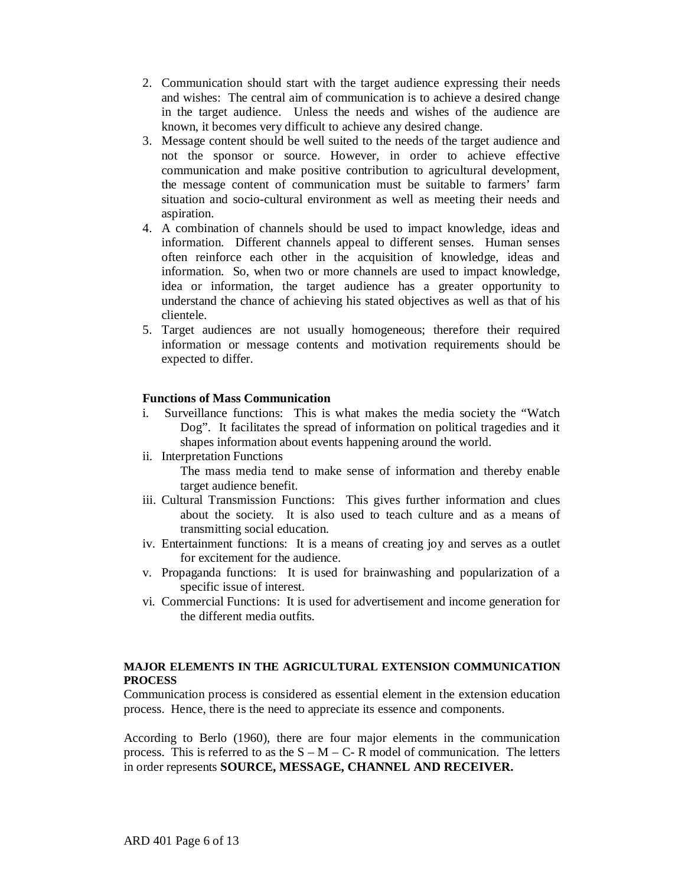2. Communication should start with the target audience expressing their needs and wishes: The central aim of communication is to achieve a desired change in the target audience. Unless the needs and wishes of the audience are known, it becomes very difficult to achieve any desired change.
3. Message content should be well suited to the needs of the target audience and not the sponsor or source. However, in order to achieve effective communication and make positive contribution to agricultural development, the message content of communication must be suitable to farmers' farm situation and socio-cultural environment as well as meeting their needs and aspiration.
4. A combination of channels should be used to impact knowledge, ideas and information. Different channels appeal to different senses. Human senses often reinforce each other in the acquisition of knowledge, ideas and information. So, when two or more channels are used to impact knowledge, idea or information, the target audience has a greater opportunity to understand the chance of achieving his stated objectives as well as that of his clientele.
5. Target audiences are not usually homogeneous; therefore their required information or message contents and motivation requirements should be expected to differ.

**Functions of Mass Communication**

i. Surveillance functions: This is what makes the media society the "Watch Dog". It facilitates the spread of information on political tragedies and it shapes information about events happening around the world.

ii. Interpretation Functions
The mass media tend to make sense of information and thereby enable target audience benefit.

iii. Cultural Transmission Functions: This gives further information and clues about the society. It is also used to teach culture and as a means of transmitting social education.

iv. Entertainment functions: It is a means of creating joy and serves as a outlet for excitement for the audience.

v. Propaganda functions: It is used for brainwashing and popularization of a specific issue of interest.

vi. Commercial Functions: It is used for advertisement and income generation for the different media outfits.

**MAJOR ELEMENTS IN THE AGRICULTURAL EXTENSION COMMUNICATION PROCESS**

Communication process is considered as essential element in the extension education process. Hence, there is the need to appreciate its essence and components.

According to Berlo (1960), there are four major elements in the communication process. This is referred to as the S – M – C- R model of communication. The letters in order represents **SOURCE, MESSAGE, CHANNEL AND RECEIVER.**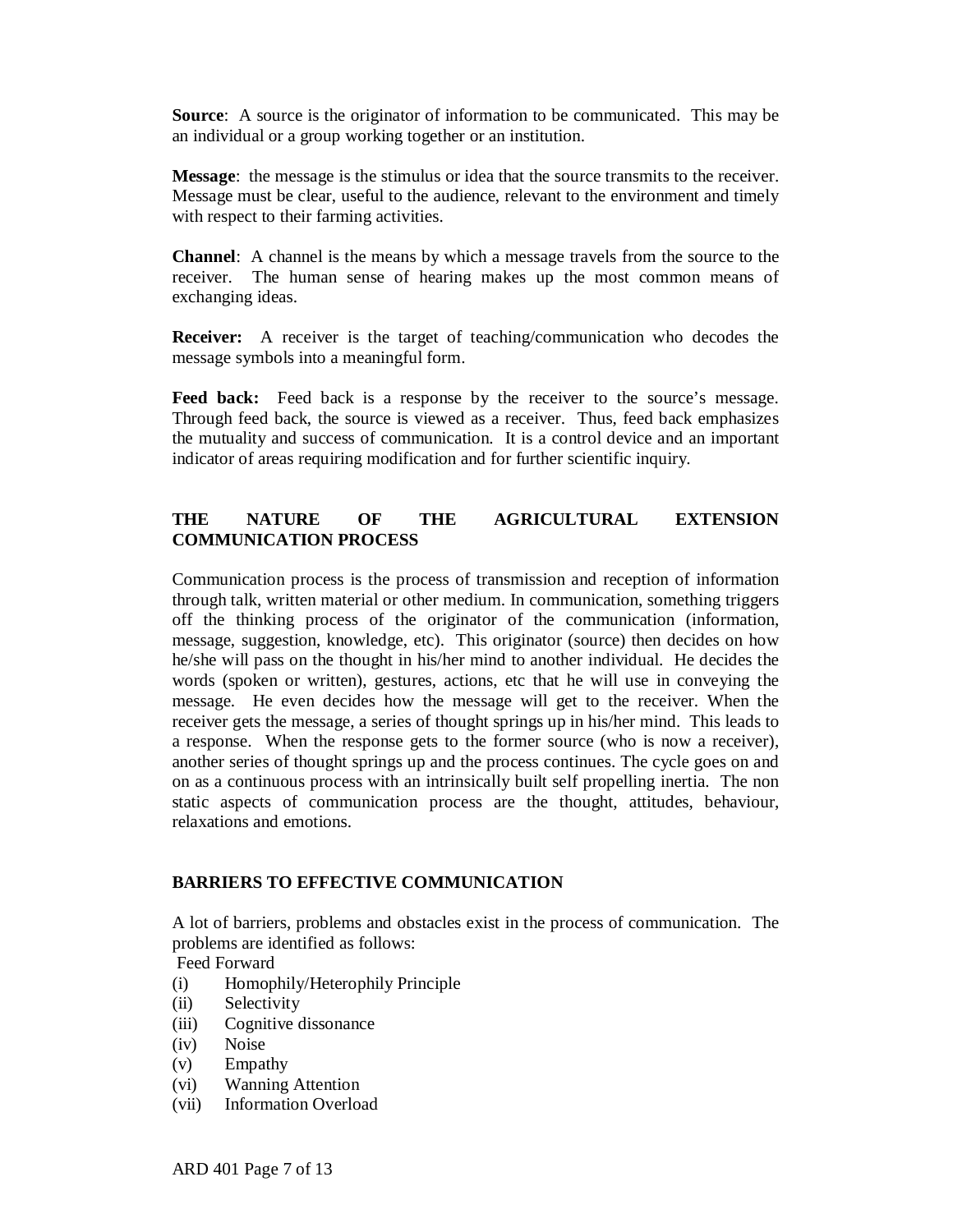**Source**: A source is the originator of information to be communicated. This may be an individual or a group working together or an institution.

**Message**: the message is the stimulus or idea that the source transmits to the receiver. Message must be clear, useful to the audience, relevant to the environment and timely with respect to their farming activities.

**Channel**: A channel is the means by which a message travels from the source to the receiver. The human sense of hearing makes up the most common means of exchanging ideas.

**Receiver:** A receiver is the target of teaching/communication who decodes the message symbols into a meaningful form.

**Feed back:** Feed back is a response by the receiver to the source's message. Through feed back, the source is viewed as a receiver. Thus, feed back emphasizes the mutuality and success of communication. It is a control device and an important indicator of areas requiring modification and for further scientific inquiry.

## THE NATURE OF THE AGRICULTURAL EXTENSION COMMUNICATION PROCESS

Communication process is the process of transmission and reception of information through talk, written material or other medium. In communication, something triggers off the thinking process of the originator of the communication (information, message, suggestion, knowledge, etc). This originator (source) then decides on how he/she will pass on the thought in his/her mind to another individual. He decides the words (spoken or written), gestures, actions, etc that he will use in conveying the message. He even decides how the message will get to the receiver. When the receiver gets the message, a series of thought springs up in his/her mind. This leads to a response. When the response gets to the former source (who is now a receiver), another series of thought springs up and the process continues. The cycle goes on and on as a continuous process with an intrinsically built self propelling inertia. The non static aspects of communication process are the thought, attitudes, behaviour, relaxations and emotions.

## BARRIERS TO EFFECTIVE COMMUNICATION

A lot of barriers, problems and obstacles exist in the process of communication. The problems are identified as follows:

Feed Forward

(i) Homophily/Heterophily Principle
(ii) Selectivity
(iii) Cognitive dissonance
(iv) Noise
(v) Empathy
(vi) Wanning Attention
(vii) Information Overload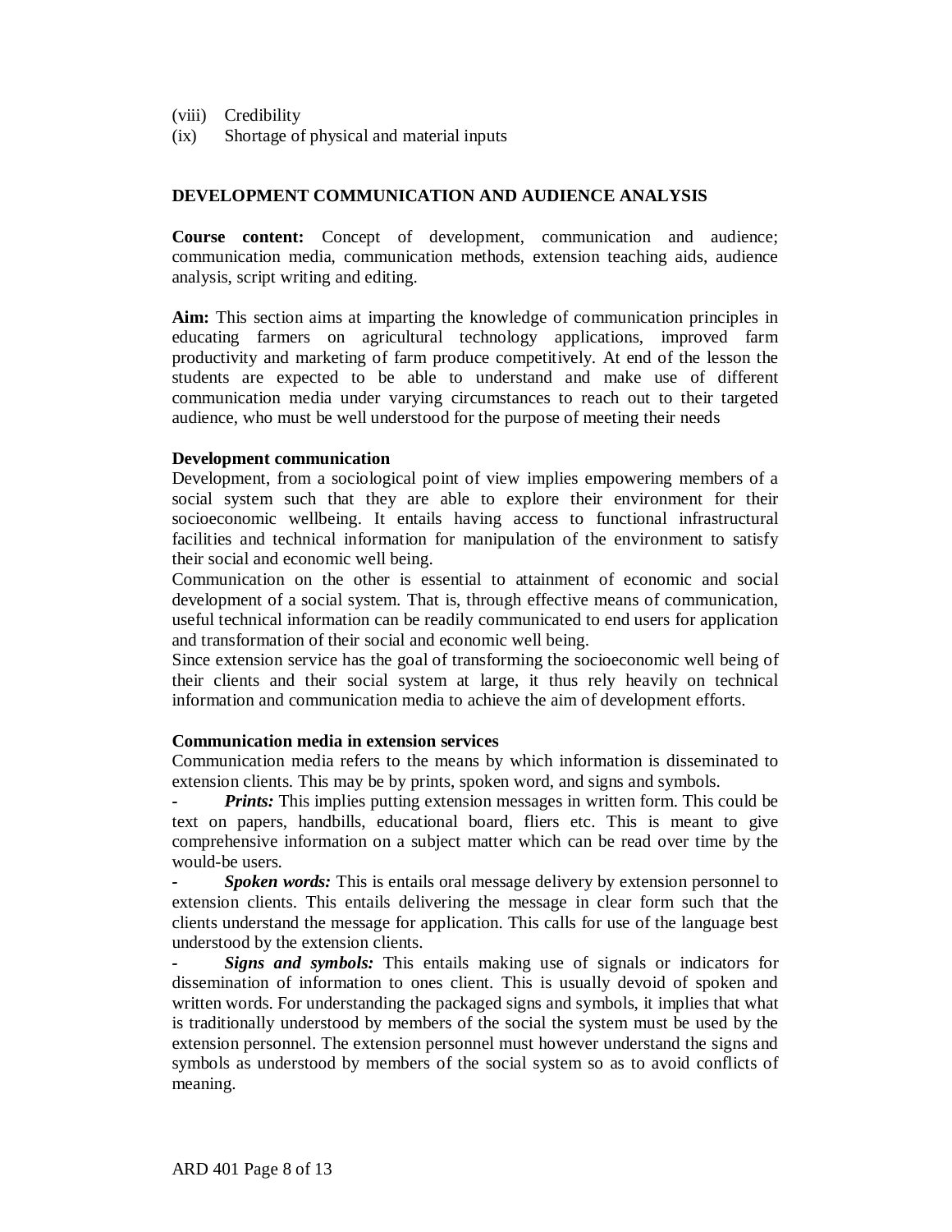(viii) Credibility
(ix) Shortage of physical and material inputs

## DEVELOPMENT COMMUNICATION AND AUDIENCE ANALYSIS

**Course content:** Concept of development, communication and audience; communication media, communication methods, extension teaching aids, audience analysis, script writing and editing.

**Aim:** This section aims at imparting the knowledge of communication principles in educating farmers on agricultural technology applications, improved farm productivity and marketing of farm produce competitively. At end of the lesson the students are expected to be able to understand and make use of different communication media under varying circumstances to reach out to their targeted audience, who must be well understood for the purpose of meeting their needs

### Development communication

Development, from a sociological point of view implies empowering members of a social system such that they are able to explore their environment for their socioeconomic wellbeing. It entails having access to functional infrastructural facilities and technical information for manipulation of the environment to satisfy their social and economic well being.

Communication on the other is essential to attainment of economic and social development of a social system. That is, through effective means of communication, useful technical information can be readily communicated to end users for application and transformation of their social and economic well being.

Since extension service has the goal of transforming the socioeconomic well being of their clients and their social system at large, it thus rely heavily on technical information and communication media to achieve the aim of development efforts.

### Communication media in extension services

Communication media refers to the means by which information is disseminated to extension clients. This may be by prints, spoken word, and signs and symbols.

- ***Prints:*** This implies putting extension messages in written form. This could be text on papers, handbills, educational board, fliers etc. This is meant to give comprehensive information on a subject matter which can be read over time by the would-be users.
- ***Spoken words:*** This is entails oral message delivery by extension personnel to extension clients. This entails delivering the message in clear form such that the clients understand the message for application. This calls for use of the language best understood by the extension clients.
- ***Signs and symbols:*** This entails making use of signals or indicators for dissemination of information to ones client. This is usually devoid of spoken and written words. For understanding the packaged signs and symbols, it implies that what is traditionally understood by members of the social the system must be used by the extension personnel. The extension personnel must however understand the signs and symbols as understood by members of the social system so as to avoid conflicts of meaning.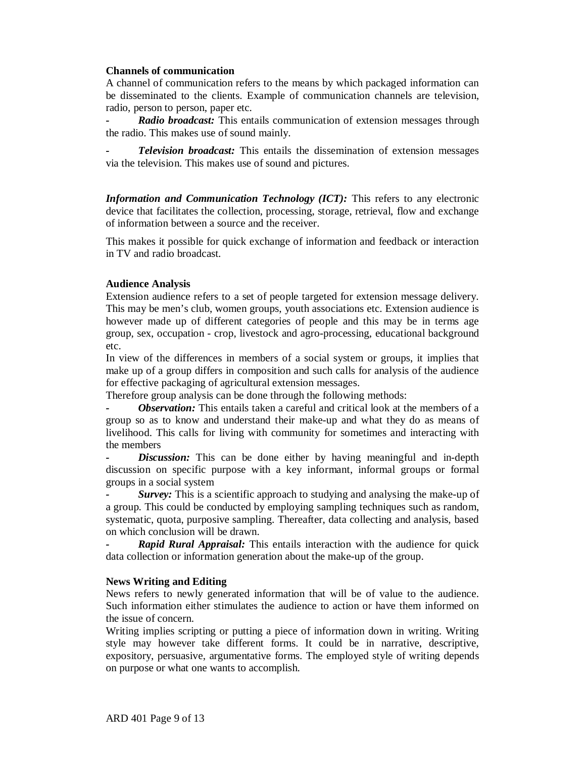**Channels of communication**

A channel of communication refers to the means by which packaged information can be disseminated to the clients. Example of communication channels are television, radio, person to person, paper etc.

- ***Radio broadcast:*** This entails communication of extension messages through the radio. This makes use of sound mainly.
- ***Television broadcast:*** This entails the dissemination of extension messages via the television. This makes use of sound and pictures.

***Information and Communication Technology (ICT):*** This refers to any electronic device that facilitates the collection, processing, storage, retrieval, flow and exchange of information between a source and the receiver.

This makes it possible for quick exchange of information and feedback or interaction in TV and radio broadcast.

**Audience Analysis**

Extension audience refers to a set of people targeted for extension message delivery. This may be men's club, women groups, youth associations etc. Extension audience is however made up of different categories of people and this may be in terms age group, sex, occupation - crop, livestock and agro-processing, educational background etc.

In view of the differences in members of a social system or groups, it implies that make up of a group differs in composition and such calls for analysis of the audience for effective packaging of agricultural extension messages.

Therefore group analysis can be done through the following methods:

- ***Observation:*** This entails taken a careful and critical look at the members of a group so as to know and understand their make-up and what they do as means of livelihood. This calls for living with community for sometimes and interacting with the members
- ***Discussion:*** This can be done either by having meaningful and in-depth discussion on specific purpose with a key informant, informal groups or formal groups in a social system
- ***Survey:*** This is a scientific approach to studying and analysing the make-up of a group. This could be conducted by employing sampling techniques such as random, systematic, quota, purposive sampling. Thereafter, data collecting and analysis, based on which conclusion will be drawn.
- ***Rapid Rural Appraisal:*** This entails interaction with the audience for quick data collection or information generation about the make-up of the group.

**News Writing and Editing**

News refers to newly generated information that will be of value to the audience. Such information either stimulates the audience to action or have them informed on the issue of concern.

Writing implies scripting or putting a piece of information down in writing. Writing style may however take different forms. It could be in narrative, descriptive, expository, persuasive, argumentative forms. The employed style of writing depends on purpose or what one wants to accomplish.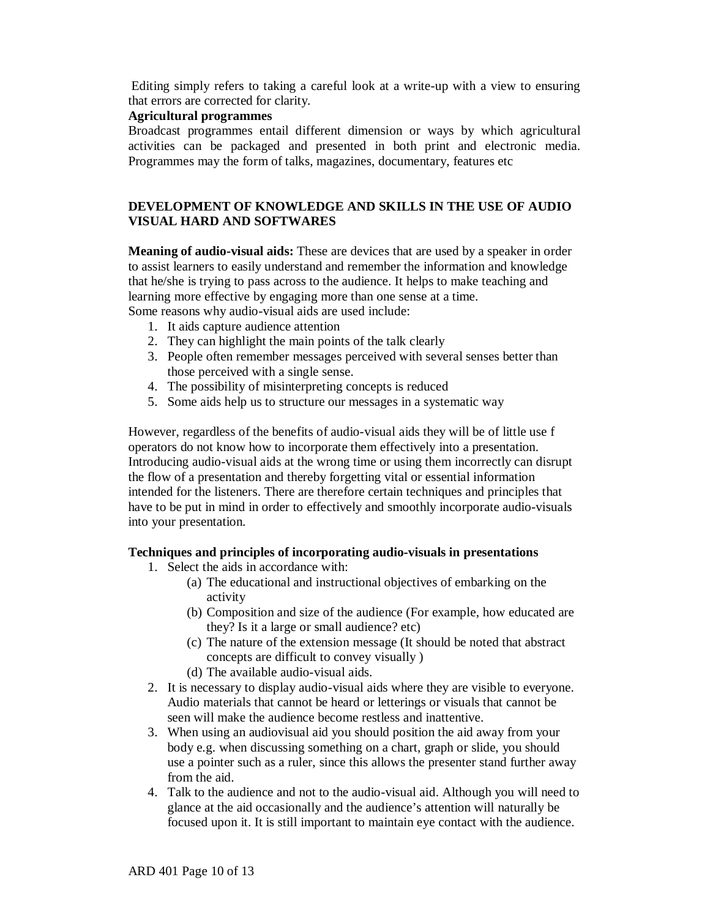Editing simply refers to taking a careful look at a write-up with a view to ensuring that errors are corrected for clarity.

**Agricultural programmes**

Broadcast programmes entail different dimension or ways by which agricultural activities can be packaged and presented in both print and electronic media. Programmes may the form of talks, magazines, documentary, features etc

## DEVELOPMENT OF KNOWLEDGE AND SKILLS IN THE USE OF AUDIO VISUAL HARD AND SOFTWARES

**Meaning of audio-visual aids:** These are devices that are used by a speaker in order to assist learners to easily understand and remember the information and knowledge that he/she is trying to pass across to the audience. It helps to make teaching and learning more effective by engaging more than one sense at a time.

Some reasons why audio-visual aids are used include:

1. It aids capture audience attention
2. They can highlight the main points of the talk clearly
3. People often remember messages perceived with several senses better than those perceived with a single sense.
4. The possibility of misinterpreting concepts is reduced
5. Some aids help us to structure our messages in a systematic way

However, regardless of the benefits of audio-visual aids they will be of little use f operators do not know how to incorporate them effectively into a presentation. Introducing audio-visual aids at the wrong time or using them incorrectly can disrupt the flow of a presentation and thereby forgetting vital or essential information intended for the listeners. There are therefore certain techniques and principles that have to be put in mind in order to effectively and smoothly incorporate audio-visuals into your presentation.

**Techniques and principles of incorporating audio-visuals in presentations**

1. Select the aids in accordance with:
   (a) The educational and instructional objectives of embarking on the activity
   (b) Composition and size of the audience (For example, how educated are they? Is it a large or small audience? etc)
   (c) The nature of the extension message (It should be noted that abstract concepts are difficult to convey visually )
   (d) The available audio-visual aids.
2. It is necessary to display audio-visual aids where they are visible to everyone. Audio materials that cannot be heard or letterings or visuals that cannot be seen will make the audience become restless and inattentive.
3. When using an audiovisual aid you should position the aid away from your body e.g. when discussing something on a chart, graph or slide, you should use a pointer such as a ruler, since this allows the presenter stand further away from the aid.
4. Talk to the audience and not to the audio-visual aid. Although you will need to glance at the aid occasionally and the audience's attention will naturally be focused upon it. It is still important to maintain eye contact with the audience.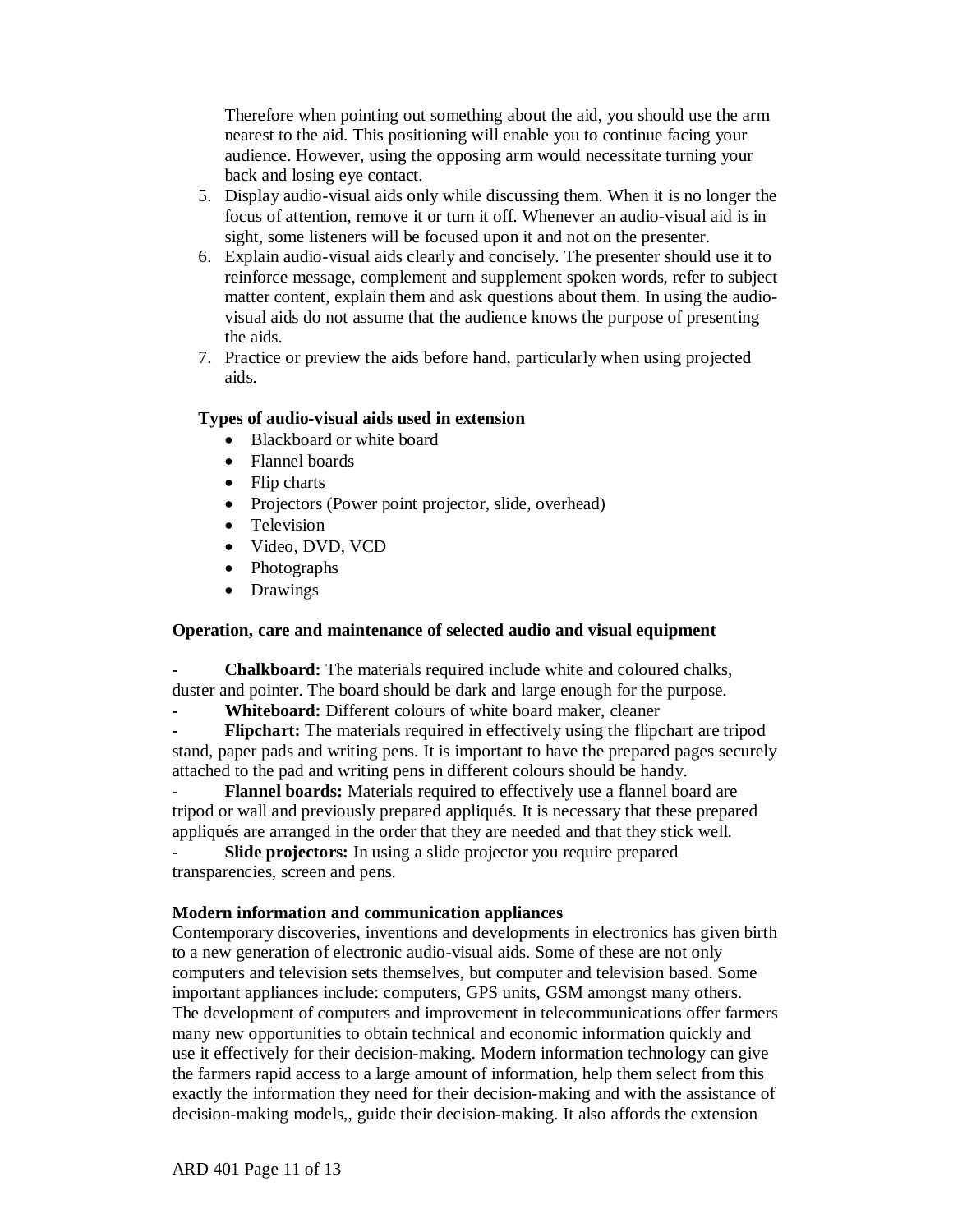Therefore when pointing out something about the aid, you should use the arm nearest to the aid. This positioning will enable you to continue facing your audience. However, using the opposing arm would necessitate turning your back and losing eye contact.

5. Display audio-visual aids only while discussing them. When it is no longer the focus of attention, remove it or turn it off. Whenever an audio-visual aid is in sight, some listeners will be focused upon it and not on the presenter.
6. Explain audio-visual aids clearly and concisely. The presenter should use it to reinforce message, complement and supplement spoken words, refer to subject matter content, explain them and ask questions about them. In using the audio-visual aids do not assume that the audience knows the purpose of presenting the aids.
7. Practice or preview the aids before hand, particularly when using projected aids.

**Types of audio-visual aids used in extension**

- Blackboard or white board
- Flannel boards
- Flip charts
- Projectors (Power point projector, slide, overhead)
- Television
- Video, DVD, VCD
- Photographs
- Drawings

**Operation, care and maintenance of selected audio and visual equipment**

- **Chalkboard:** The materials required include white and coloured chalks, duster and pointer. The board should be dark and large enough for the purpose.
- **Whiteboard:** Different colours of white board maker, cleaner
- **Flipchart:** The materials required in effectively using the flipchart are tripod stand, paper pads and writing pens. It is important to have the prepared pages securely attached to the pad and writing pens in different colours should be handy.
- **Flannel boards:** Materials required to effectively use a flannel board are tripod or wall and previously prepared appliqués. It is necessary that these prepared appliqués are arranged in the order that they are needed and that they stick well.
- **Slide projectors:** In using a slide projector you require prepared transparencies, screen and pens.

**Modern information and communication appliances**

Contemporary discoveries, inventions and developments in electronics has given birth to a new generation of electronic audio-visual aids. Some of these are not only computers and television sets themselves, but computer and television based. Some important appliances include: computers, GPS units, GSM amongst many others. The development of computers and improvement in telecommunications offer farmers many new opportunities to obtain technical and economic information quickly and use it effectively for their decision-making. Modern information technology can give the farmers rapid access to a large amount of information, help them select from this exactly the information they need for their decision-making and with the assistance of decision-making models,, guide their decision-making. It also affords the extension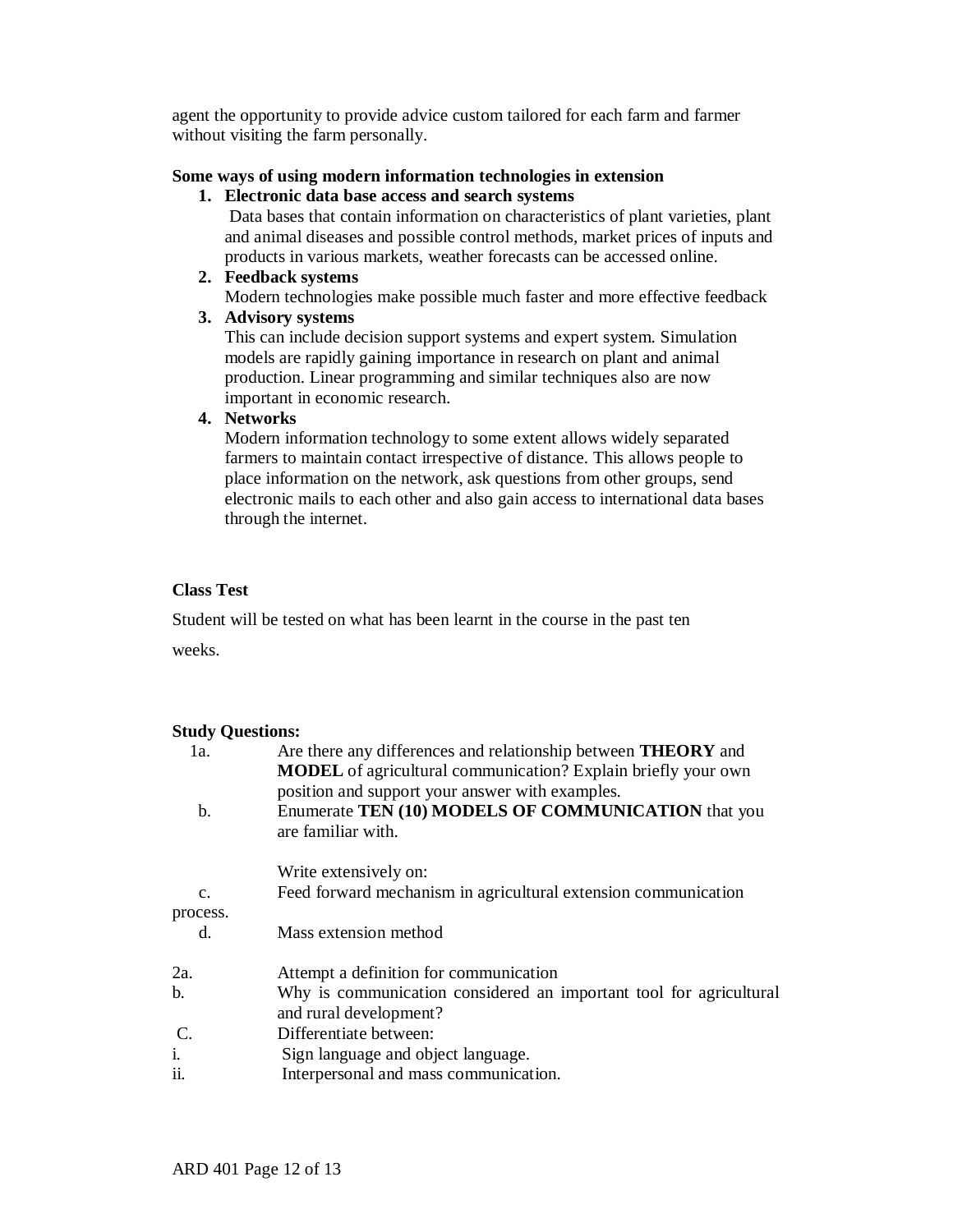agent the opportunity to provide advice custom tailored for each farm and farmer without visiting the farm personally.

**Some ways of using modern information technologies in extension**

1. **Electronic data base access and search systems**
   Data bases that contain information on characteristics of plant varieties, plant and animal diseases and possible control methods, market prices of inputs and products in various markets, weather forecasts can be accessed online.
2. **Feedback systems**
   Modern technologies make possible much faster and more effective feedback
3. **Advisory systems**
   This can include decision support systems and expert system. Simulation models are rapidly gaining importance in research on plant and animal production. Linear programming and similar techniques also are now important in economic research.
4. **Networks**
   Modern information technology to some extent allows widely separated farmers to maintain contact irrespective of distance. This allows people to place information on the network, ask questions from other groups, send electronic mails to each other and also gain access to international data bases through the internet.

**Class Test**

Student will be tested on what has been learnt in the course in the past ten weeks.

**Study Questions:**

1a. Are there any differences and relationship between **THEORY** and **MODEL** of agricultural communication? Explain briefly your own position and support your answer with examples.

b. Enumerate **TEN (10) MODELS OF COMMUNICATION** that you are familiar with.

Write extensively on:

c. Feed forward mechanism in agricultural extension communication process.

d. Mass extension method

2a. Attempt a definition for communication

b. Why is communication considered an important tool for agricultural and rural development?

C. Differentiate between:

i. Sign language and object language.

ii. Interpersonal and mass communication.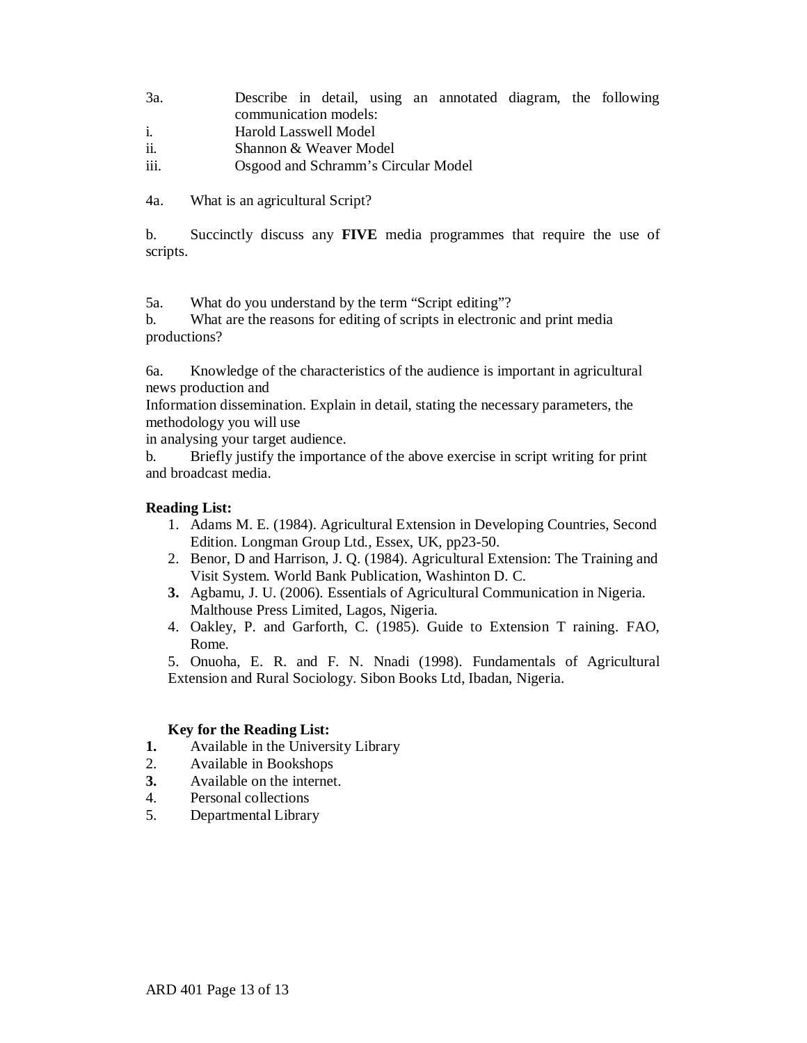3a. Describe in detail, using an annotated diagram, the following communication models:

i. Harold Lasswell Model

ii. Shannon & Weaver Model

iii. Osgood and Schramm's Circular Model

4a. What is an agricultural Script?

b. Succinctly discuss any **FIVE** media programmes that require the use of scripts.

5a. What do you understand by the term "Script editing"?

b. What are the reasons for editing of scripts in electronic and print media productions?

6a. Knowledge of the characteristics of the audience is important in agricultural news production and Information dissemination. Explain in detail, stating the necessary parameters, the methodology you will use in analysing your target audience.

b. Briefly justify the importance of the above exercise in script writing for print and broadcast media.

**Reading List:**

1. Adams M. E. (1984). Agricultural Extension in Developing Countries, Second Edition. Longman Group Ltd., Essex, UK, pp23-50.
2. Benor, D and Harrison, J. Q. (1984). Agricultural Extension: The Training and Visit System. World Bank Publication, Washinton D. C.
3. Agbamu, J. U. (2006). Essentials of Agricultural Communication in Nigeria. Malthouse Press Limited, Lagos, Nigeria.
4. Oakley, P. and Garforth, C. (1985). Guide to Extension T raining. FAO, Rome.
5. Onuoha, E. R. and F. N. Nnadi (1998). Fundamentals of Agricultural Extension and Rural Sociology. Sibon Books Ltd, Ibadan, Nigeria.

**Key for the Reading List:**

1. Available in the University Library
2. Available in Bookshops
3. Available on the internet.
4. Personal collections
5. Departmental Library